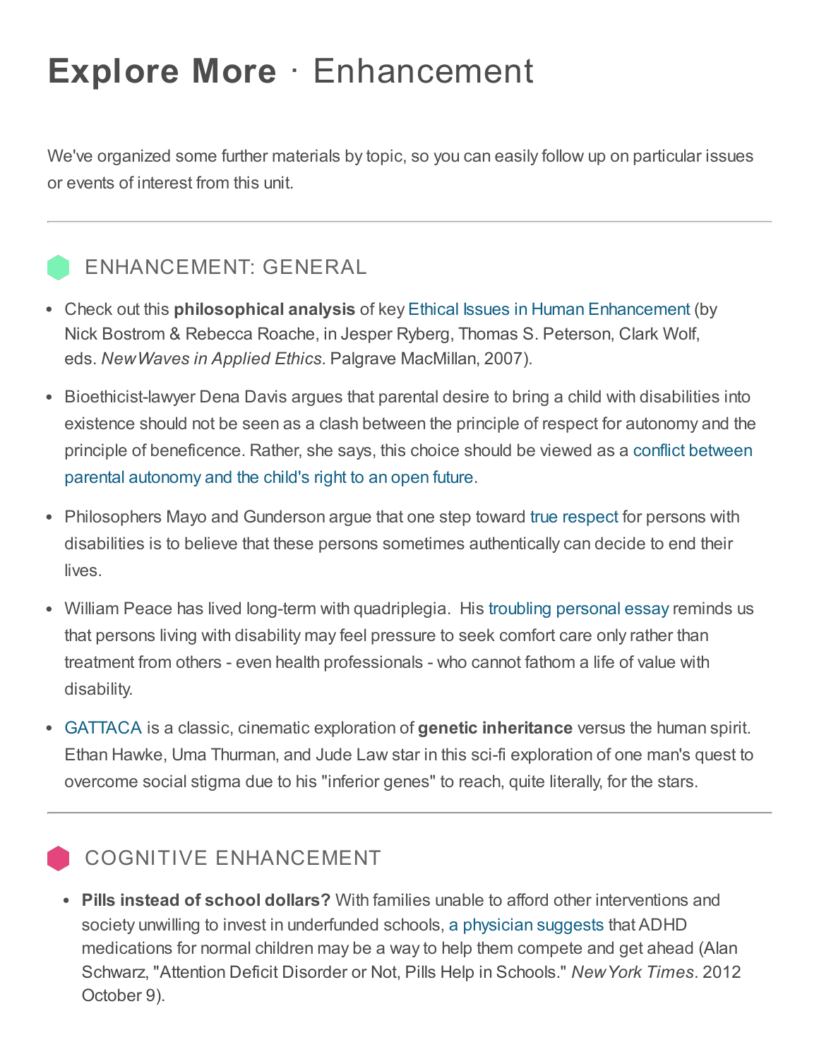# **Explore More** · Enhancement

We've organized some further materials by topic, so you can easily follow up on particular issues or events of interest from this unit.

---

## ENHANCEMENT: GENERAL

- Check out this **philosophical analysis** of key Ethical Issues in Human Enhancement (by Nick Bostrom & Rebecca Roache, in Jesper Ryberg, Thomas S. Peterson, Clark Wolf, eds. *New Waves in Applied Ethics*. Palgrave MacMillan, 2007).
- Bioethicist-lawyer Dena Davis argues that parental desire to bring a child with disabilities into existence should not be seen as a clash between the principle of respect for autonomy and the principle of beneficence. Rather, she says, this choice should be viewed as a conflict between parental autonomy and the child's right to an open future.
- Philosophers Mayo and Gunderson argue that one step toward true respect for persons with disabilities is to believe that these persons sometimes authentically can decide to end their lives.
- William Peace has lived long-term with quadriplegia. His troubling personal essay reminds us that persons living with disability may feel pressure to seek comfort care only rather than treatment from others - even health professionals - who cannot fathom a life of value with disability.
- GATTACA is a classic, cinematic exploration of **genetic inheritance** versus the human spirit. Ethan Hawke, Uma Thurman, and Jude Law star in this sci-fi exploration of one man's quest to overcome social stigma due to his "inferior genes" to reach, quite literally, for the stars.

---

## COGNITIVE ENHANCEMENT

- **Pills instead of school dollars?** With families unable to afford other interventions and society unwilling to invest in underfunded schools, a physician suggests that ADHD medications for normal children may be a way to help them compete and get ahead (Alan Schwarz, "Attention Deficit Disorder or Not, Pills Help in Schools." *New York Times*. 2012 October 9).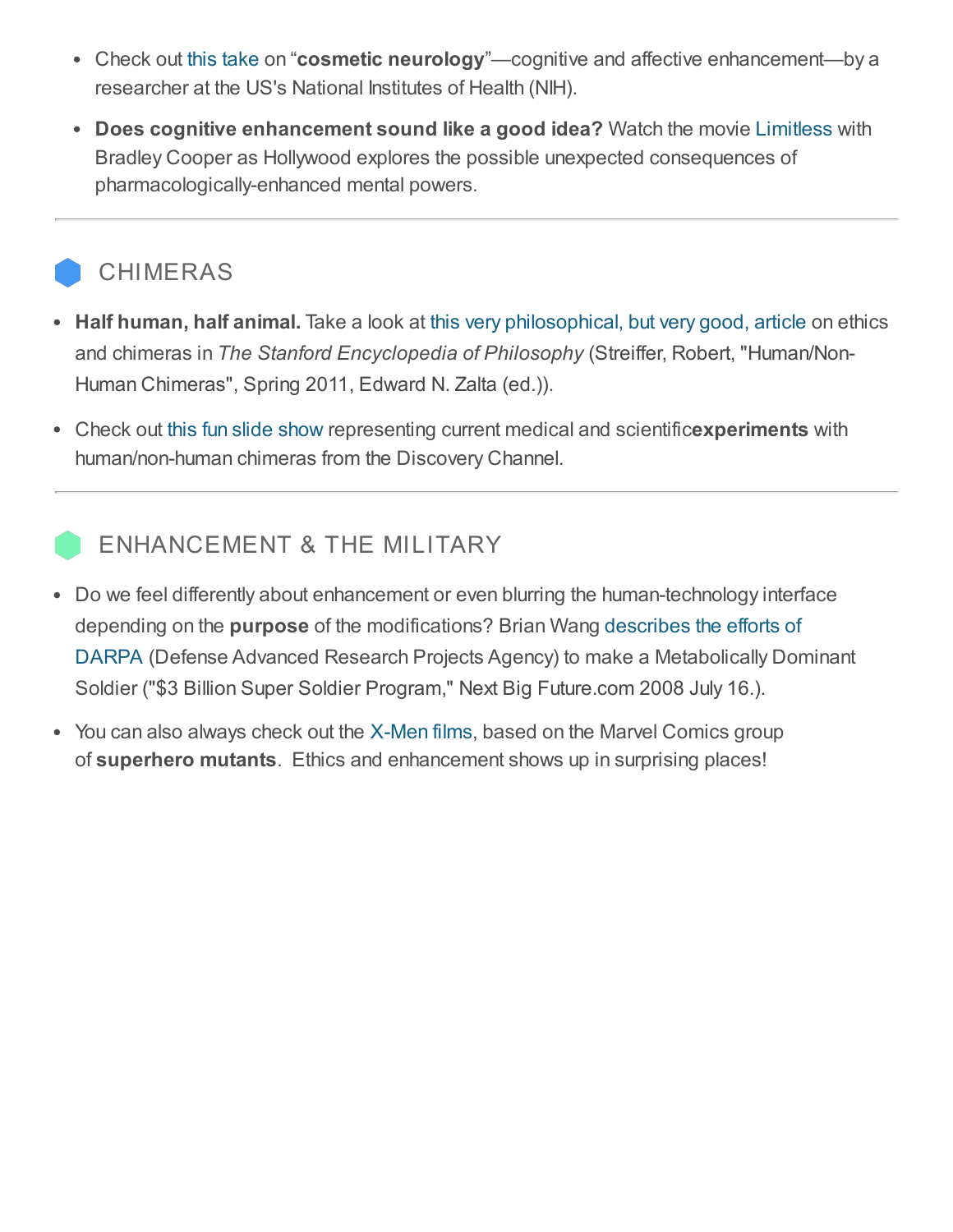- Check out this take on "**cosmetic neurology**"—cognitive and affective enhancement—by a researcher at the US's National Institutes of Health (NIH).
- **Does cognitive enhancement sound like a good idea?** Watch the movie Limitless with Bradley Cooper as Hollywood explores the possible unexpected consequences of pharmacologically-enhanced mental powers.

---

## CHIMERAS

- **Half human, half animal.** Take a look at this very philosophical, but very good, article on ethics and chimeras in *The Stanford Encyclopedia of Philosophy* (Streiffer, Robert, "Human/Non-Human Chimeras", Spring 2011, Edward N. Zalta (ed.)).
- Check out this fun slide show representing current medical and scientific**experiments** with human/non-human chimeras from the Discovery Channel.

---

## ENHANCEMENT & THE MILITARY

- Do we feel differently about enhancement or even blurring the human-technology interface depending on the **purpose** of the modifications? Brian Wang describes the efforts of DARPA (Defense Advanced Research Projects Agency) to make a Metabolically Dominant Soldier ("$3 Billion Super Soldier Program," Next Big Future.com 2008 July 16.).
- You can also always check out the X-Men films, based on the Marvel Comics group of **superhero mutants**. Ethics and enhancement shows up in surprising places!